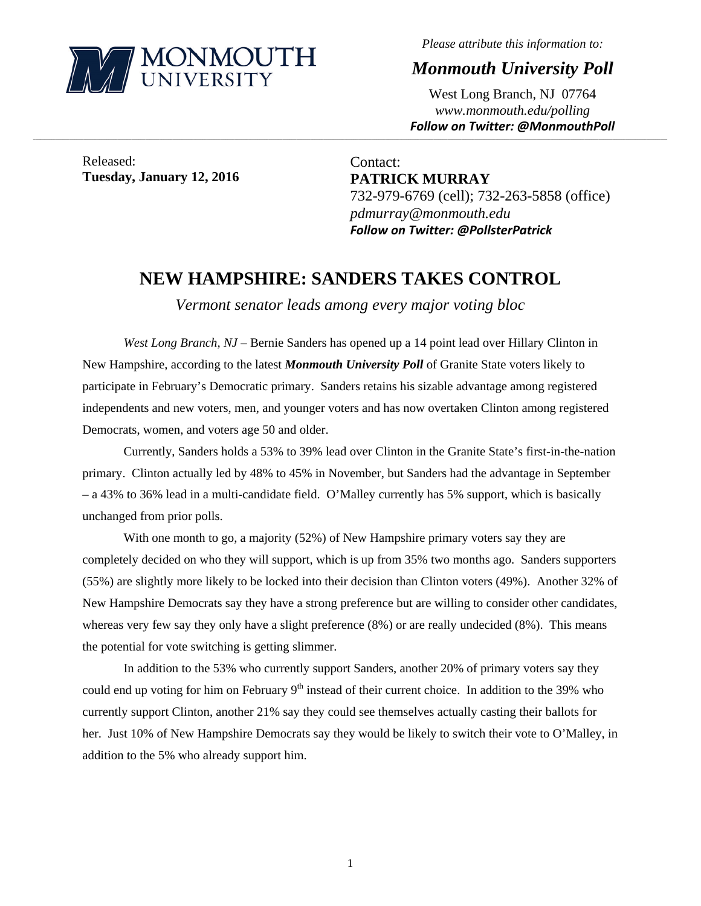**MONMOUTH UNIVERSITY**

*Please attribute this information to:*

***Monmouth University Poll***

West Long Branch, NJ 07764
*www.monmouth.edu/polling*
***Follow on Twitter: @MonmouthPoll***

---

Released:
**Tuesday, January 12, 2016**

Contact:
**PATRICK MURRAY**
732-979-6769 (cell); 732-263-5858 (office)
*pdmurray@monmouth.edu*
***Follow on Twitter: @PollsterPatrick***

# NEW HAMPSHIRE: SANDERS TAKES CONTROL

*Vermont senator leads among every major voting bloc*

*West Long Branch, NJ* – Bernie Sanders has opened up a 14 point lead over Hillary Clinton in New Hampshire, according to the latest ***Monmouth University Poll*** of Granite State voters likely to participate in February's Democratic primary. Sanders retains his sizable advantage among registered independents and new voters, men, and younger voters and has now overtaken Clinton among registered Democrats, women, and voters age 50 and older.

Currently, Sanders holds a 53% to 39% lead over Clinton in the Granite State's first-in-the-nation primary. Clinton actually led by 48% to 45% in November, but Sanders had the advantage in September – a 43% to 36% lead in a multi-candidate field. O'Malley currently has 5% support, which is basically unchanged from prior polls.

With one month to go, a majority (52%) of New Hampshire primary voters say they are completely decided on who they will support, which is up from 35% two months ago. Sanders supporters (55%) are slightly more likely to be locked into their decision than Clinton voters (49%). Another 32% of New Hampshire Democrats say they have a strong preference but are willing to consider other candidates, whereas very few say they only have a slight preference (8%) or are really undecided (8%). This means the potential for vote switching is getting slimmer.

In addition to the 53% who currently support Sanders, another 20% of primary voters say they could end up voting for him on February 9th instead of their current choice. In addition to the 39% who currently support Clinton, another 21% say they could see themselves actually casting their ballots for her. Just 10% of New Hampshire Democrats say they would be likely to switch their vote to O'Malley, in addition to the 5% who already support him.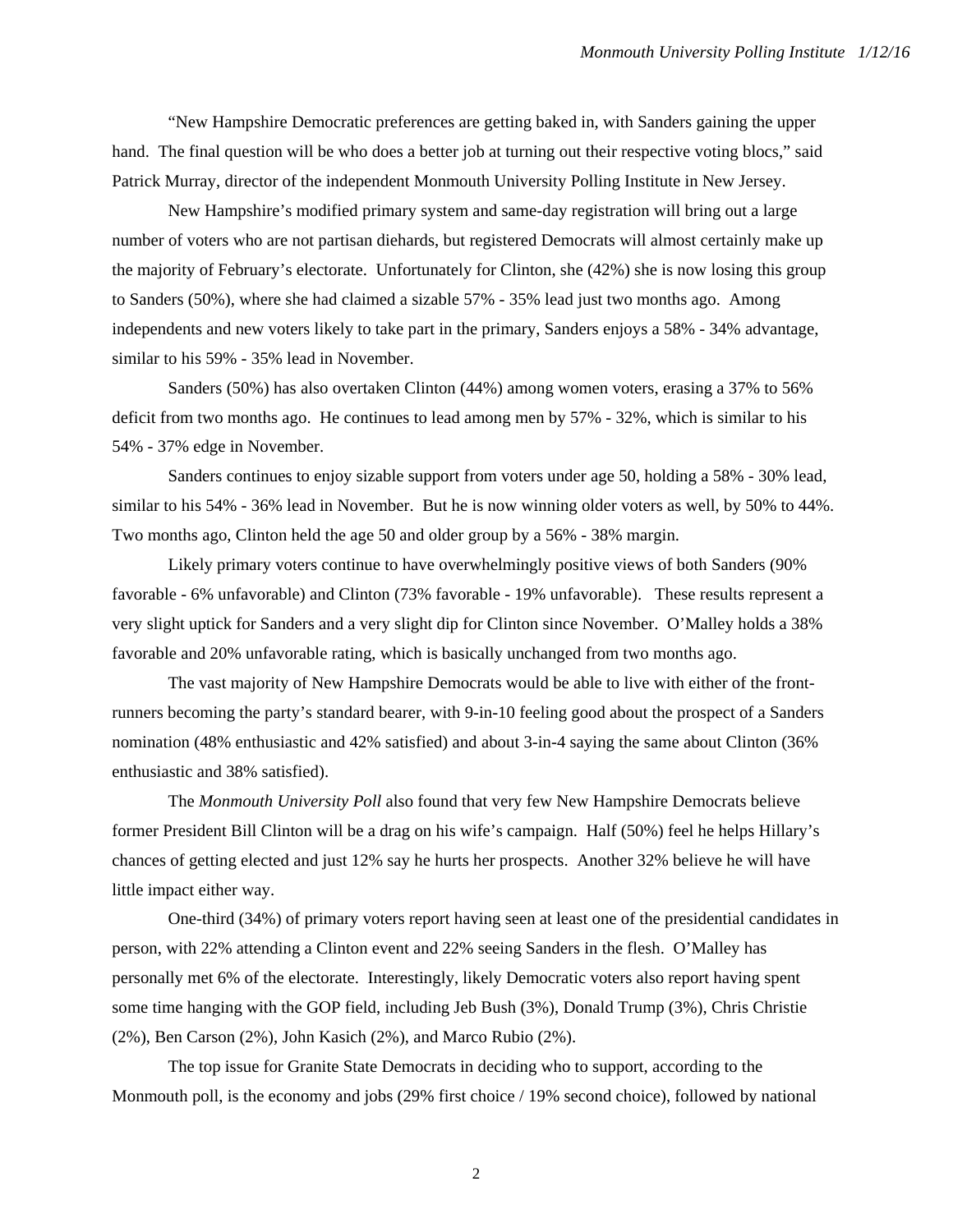"New Hampshire Democratic preferences are getting baked in, with Sanders gaining the upper hand. The final question will be who does a better job at turning out their respective voting blocs," said Patrick Murray, director of the independent Monmouth University Polling Institute in New Jersey.

New Hampshire's modified primary system and same-day registration will bring out a large number of voters who are not partisan diehards, but registered Democrats will almost certainly make up the majority of February's electorate. Unfortunately for Clinton, she (42%) she is now losing this group to Sanders (50%), where she had claimed a sizable 57% - 35% lead just two months ago. Among independents and new voters likely to take part in the primary, Sanders enjoys a 58% - 34% advantage, similar to his 59% - 35% lead in November.

Sanders (50%) has also overtaken Clinton (44%) among women voters, erasing a 37% to 56% deficit from two months ago. He continues to lead among men by 57% - 32%, which is similar to his 54% - 37% edge in November.

Sanders continues to enjoy sizable support from voters under age 50, holding a 58% - 30% lead, similar to his 54% - 36% lead in November. But he is now winning older voters as well, by 50% to 44%. Two months ago, Clinton held the age 50 and older group by a 56% - 38% margin.

Likely primary voters continue to have overwhelmingly positive views of both Sanders (90% favorable - 6% unfavorable) and Clinton (73% favorable - 19% unfavorable). These results represent a very slight uptick for Sanders and a very slight dip for Clinton since November. O'Malley holds a 38% favorable and 20% unfavorable rating, which is basically unchanged from two months ago.

The vast majority of New Hampshire Democrats would be able to live with either of the front-runners becoming the party's standard bearer, with 9-in-10 feeling good about the prospect of a Sanders nomination (48% enthusiastic and 42% satisfied) and about 3-in-4 saying the same about Clinton (36% enthusiastic and 38% satisfied).

The *Monmouth University Poll* also found that very few New Hampshire Democrats believe former President Bill Clinton will be a drag on his wife's campaign. Half (50%) feel he helps Hillary's chances of getting elected and just 12% say he hurts her prospects. Another 32% believe he will have little impact either way.

One-third (34%) of primary voters report having seen at least one of the presidential candidates in person, with 22% attending a Clinton event and 22% seeing Sanders in the flesh. O'Malley has personally met 6% of the electorate. Interestingly, likely Democratic voters also report having spent some time hanging with the GOP field, including Jeb Bush (3%), Donald Trump (3%), Chris Christie (2%), Ben Carson (2%), John Kasich (2%), and Marco Rubio (2%).

The top issue for Granite State Democrats in deciding who to support, according to the Monmouth poll, is the economy and jobs (29% first choice / 19% second choice), followed by national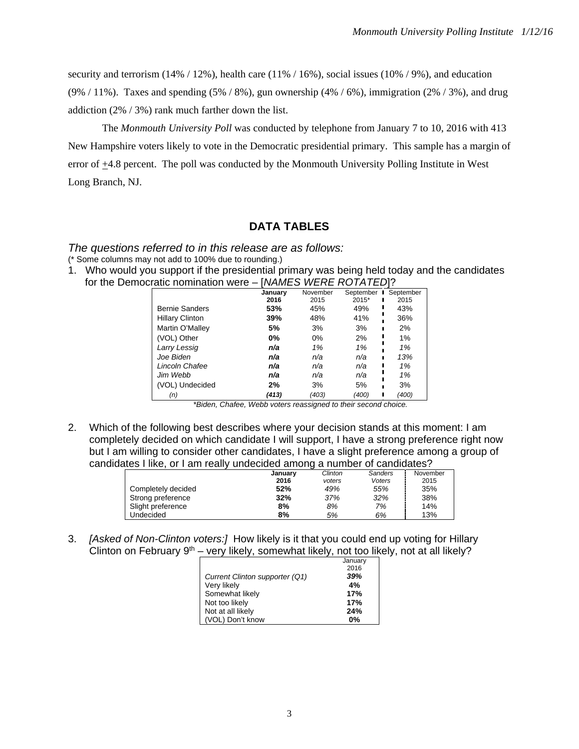security and terrorism (14% / 12%), health care (11% / 16%), social issues (10% / 9%), and education (9% / 11%). Taxes and spending (5% / 8%), gun ownership (4% / 6%), immigration (2% / 3%), and drug addiction (2% / 3%) rank much farther down the list.

The *Monmouth University Poll* was conducted by telephone from January 7 to 10, 2016 with 413 New Hampshire voters likely to vote in the Democratic presidential primary. This sample has a margin of error of ±4.8 percent. The poll was conducted by the Monmouth University Polling Institute in West Long Branch, NJ.

## DATA TABLES

*The questions referred to in this release are as follows:*

(* Some columns may not add to 100% due to rounding.)

1. Who would you support if the presidential primary was being held today and the candidates for the Democratic nomination were – [*NAMES WERE ROTATED*]?

| | **January 2016** | November 2015 | September 2015* | September 2015 |
|---|---|---|---|---|
| Bernie Sanders | **53%** | 45% | 49% | 43% |
| Hillary Clinton | **39%** | 48% | 41% | 36% |
| Martin O'Malley | **5%** | 3% | 3% | 2% |
| (VOL) Other | **0%** | 0% | 2% | 1% |
| *Larry Lessig* | ***n/a*** | *1%* | *1%* | *1%* |
| *Joe Biden* | ***n/a*** | *n/a* | *n/a* | *13%* |
| *Lincoln Chafee* | ***n/a*** | *n/a* | *n/a* | *1%* |
| *Jim Webb* | ***n/a*** | *n/a* | *n/a* | *1%* |
| (VOL) Undecided | **2%** | 3% | 5% | 3% |
| *(n)* | ***(413)*** | *(403)* | *(400)* | *(400)* |

*\*Biden, Chafee, Webb voters reassigned to their second choice.*

2. Which of the following best describes where your decision stands at this moment: I am completely decided on which candidate I will support, I have a strong preference right now but I am willing to consider other candidates, I have a slight preference among a group of candidates I like, or I am really undecided among a number of candidates?

| | **January 2016** | *Clinton voters* | *Sanders Voters* | November 2015 |
|---|---|---|---|---|
| Completely decided | **52%** | *49%* | *55%* | 35% |
| Strong preference | **32%** | *37%* | *32%* | 38% |
| Slight preference | **8%** | *8%* | *7%* | 14% |
| Undecided | **8%** | *5%* | *6%* | 13% |

3. *[Asked of Non-Clinton voters:]* How likely is it that you could end up voting for Hillary Clinton on February 9th – very likely, somewhat likely, not too likely, not at all likely?

| | January 2016 |
|---|---|
| *Current Clinton supporter (Q1)* | ***39%*** |
| Very likely | **4%** |
| Somewhat likely | **17%** |
| Not too likely | **17%** |
| Not at all likely | **24%** |
| (VOL) Don't know | **0%** |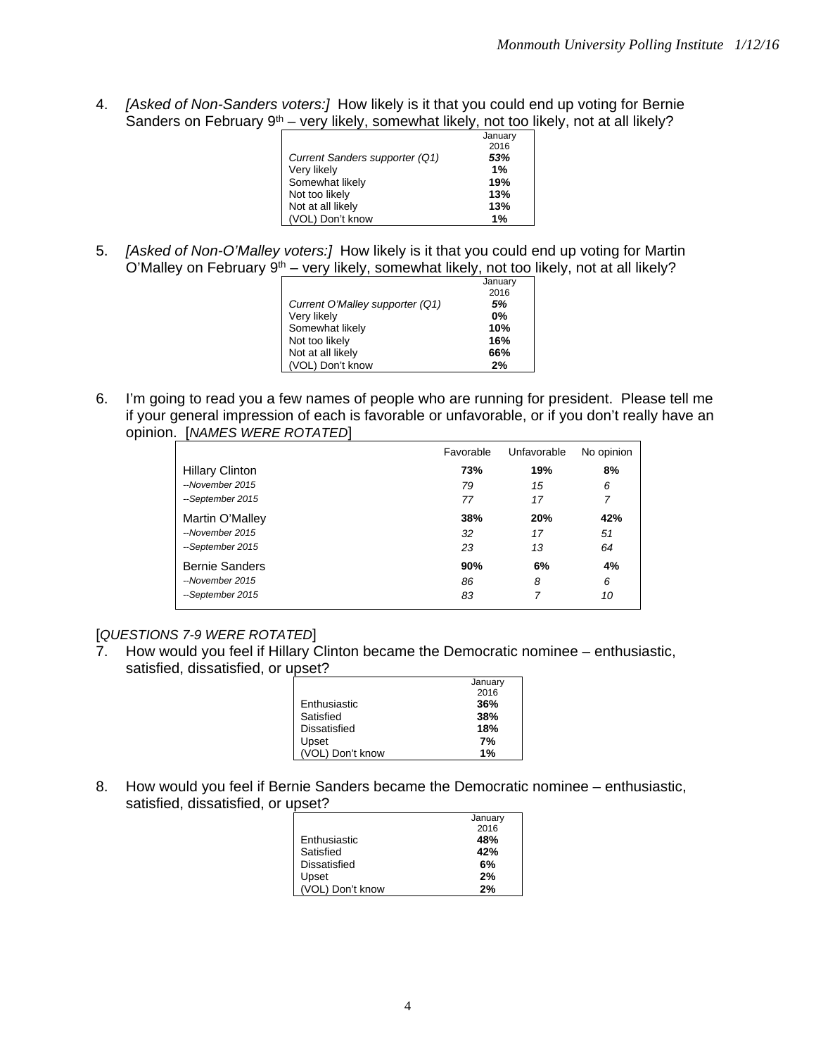4. *[Asked of Non-Sanders voters:]* How likely is it that you could end up voting for Bernie Sanders on February 9th – very likely, somewhat likely, not too likely, not at all likely?

| | January 2016 |
|---|---|
| *Current Sanders supporter (Q1)* | ***53%*** |
| Very likely | **1%** |
| Somewhat likely | **19%** |
| Not too likely | **13%** |
| Not at all likely | **13%** |
| (VOL) Don't know | **1%** |

5. *[Asked of Non-O'Malley voters:]* How likely is it that you could end up voting for Martin O'Malley on February 9th – very likely, somewhat likely, not too likely, not at all likely?

| | January 2016 |
|---|---|
| *Current O'Malley supporter (Q1)* | ***5%*** |
| Very likely | **0%** |
| Somewhat likely | **10%** |
| Not too likely | **16%** |
| Not at all likely | **66%** |
| (VOL) Don't know | **2%** |

6. I'm going to read you a few names of people who are running for president. Please tell me if your general impression of each is favorable or unfavorable, or if you don't really have an opinion. [*NAMES WERE ROTATED*]

| | Favorable | Unfavorable | No opinion |
|---|---|---|---|
| Hillary Clinton | **73%** | **19%** | **8%** |
| *--November 2015* | *79* | *15* | *6* |
| *--September 2015* | *77* | *17* | *7* |
| Martin O'Malley | **38%** | **20%** | **42%** |
| *--November 2015* | *32* | *17* | *51* |
| *--September 2015* | *23* | *13* | *64* |
| Bernie Sanders | **90%** | **6%** | **4%** |
| *--November 2015* | *86* | *8* | *6* |
| *--September 2015* | *83* | *7* | *10* |

[*QUESTIONS 7-9 WERE ROTATED*]

7. How would you feel if Hillary Clinton became the Democratic nominee – enthusiastic, satisfied, dissatisfied, or upset?

| | January 2016 |
|---|---|
| Enthusiastic | **36%** |
| Satisfied | **38%** |
| Dissatisfied | **18%** |
| Upset | **7%** |
| (VOL) Don't know | **1%** |

8. How would you feel if Bernie Sanders became the Democratic nominee – enthusiastic, satisfied, dissatisfied, or upset?

| | January 2016 |
|---|---|
| Enthusiastic | **48%** |
| Satisfied | **42%** |
| Dissatisfied | **6%** |
| Upset | **2%** |
| (VOL) Don't know | **2%** |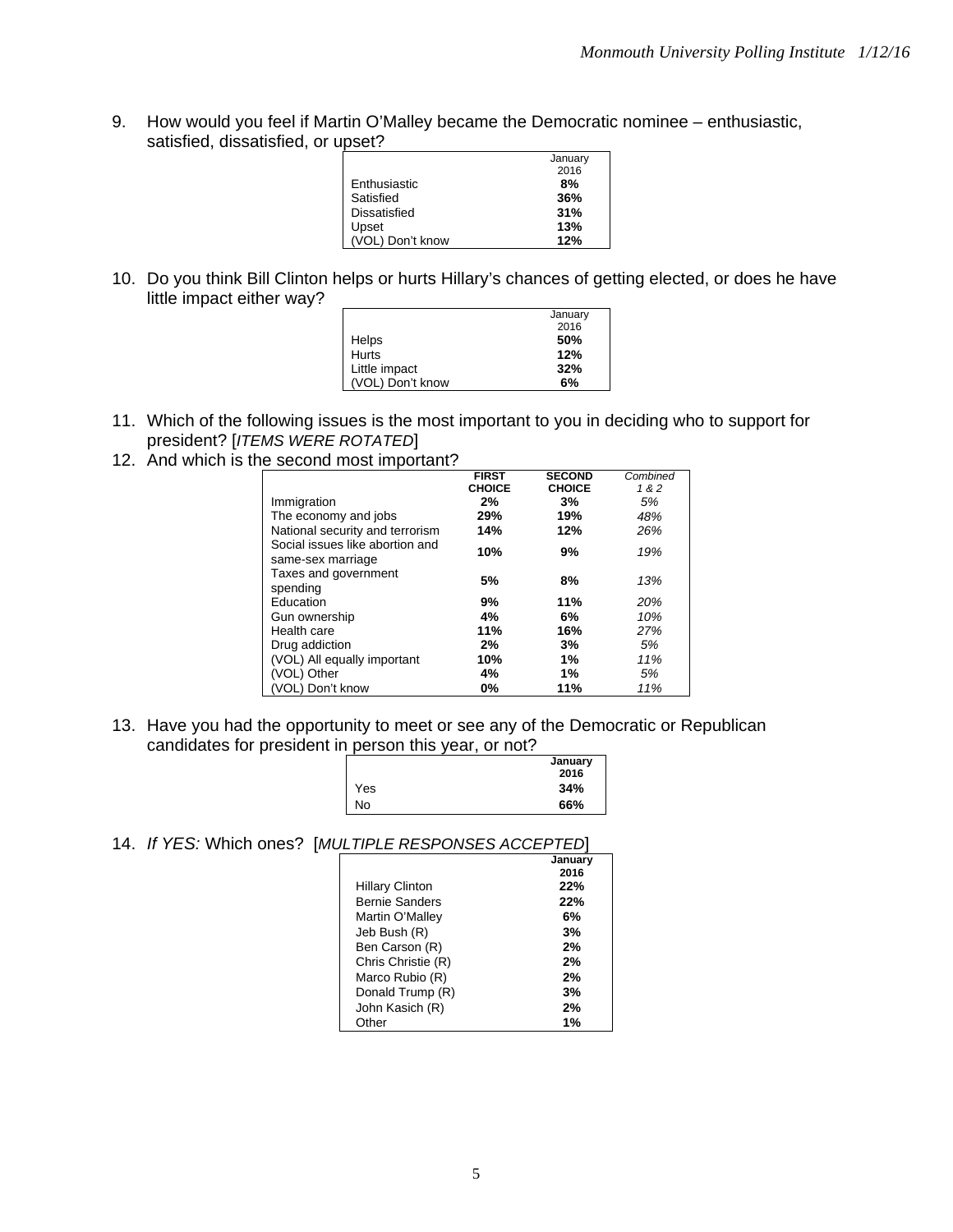9. How would you feel if Martin O'Malley became the Democratic nominee – enthusiastic, satisfied, dissatisfied, or upset?

| | January 2016 |
|---|---|
| Enthusiastic | **8%** |
| Satisfied | **36%** |
| Dissatisfied | **31%** |
| Upset | **13%** |
| (VOL) Don't know | **12%** |

10. Do you think Bill Clinton helps or hurts Hillary's chances of getting elected, or does he have little impact either way?

| | January 2016 |
|---|---|
| Helps | **50%** |
| Hurts | **12%** |
| Little impact | **32%** |
| (VOL) Don't know | **6%** |

11. Which of the following issues is the most important to you in deciding who to support for president? [*ITEMS WERE ROTATED*]
12. And which is the second most important?

| | **FIRST CHOICE** | **SECOND CHOICE** | *Combined 1 & 2* |
|---|---|---|---|
| Immigration | **2%** | **3%** | *5%* |
| The economy and jobs | **29%** | **19%** | *48%* |
| National security and terrorism | **14%** | **12%** | *26%* |
| Social issues like abortion and same-sex marriage | **10%** | **9%** | *19%* |
| Taxes and government spending | **5%** | **8%** | *13%* |
| Education | **9%** | **11%** | *20%* |
| Gun ownership | **4%** | **6%** | *10%* |
| Health care | **11%** | **16%** | *27%* |
| Drug addiction | **2%** | **3%** | *5%* |
| (VOL) All equally important | **10%** | **1%** | *11%* |
| (VOL) Other | **4%** | **1%** | *5%* |
| (VOL) Don't know | **0%** | **11%** | *11%* |

13. Have you had the opportunity to meet or see any of the Democratic or Republican candidates for president in person this year, or not?

| | **January 2016** |
|---|---|
| Yes | **34%** |
| No | **66%** |

14. *If YES:* Which ones? [*MULTIPLE RESPONSES ACCEPTED*]

| | **January 2016** |
|---|---|
| Hillary Clinton | **22%** |
| Bernie Sanders | **22%** |
| Martin O'Malley | **6%** |
| Jeb Bush (R) | **3%** |
| Ben Carson (R) | **2%** |
| Chris Christie (R) | **2%** |
| Marco Rubio (R) | **2%** |
| Donald Trump (R) | **3%** |
| John Kasich (R) | **2%** |
| Other | **1%** |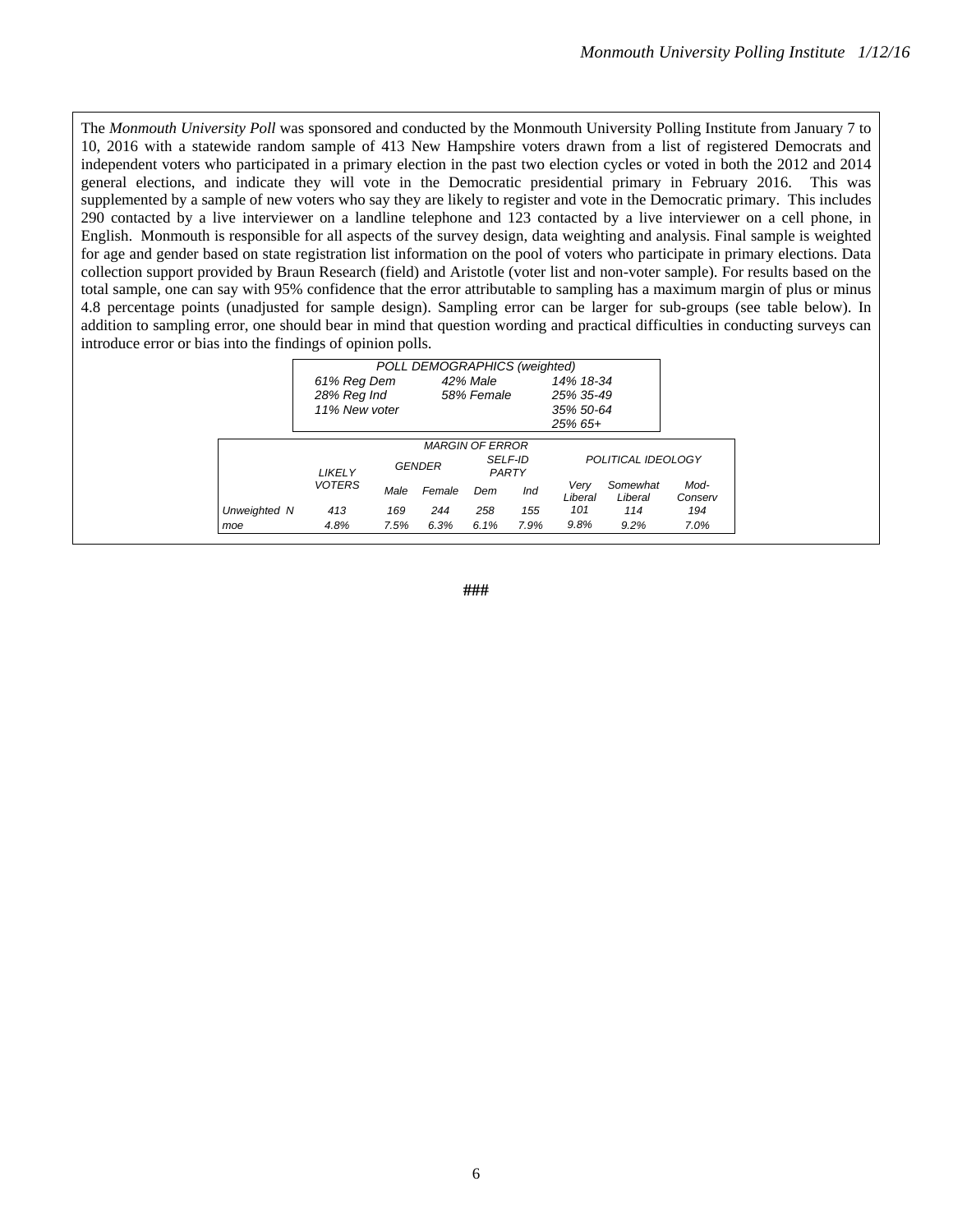The *Monmouth University Poll* was sponsored and conducted by the Monmouth University Polling Institute from January 7 to 10, 2016 with a statewide random sample of 413 New Hampshire voters drawn from a list of registered Democrats and independent voters who participated in a primary election in the past two election cycles or voted in both the 2012 and 2014 general elections, and indicate they will vote in the Democratic presidential primary in February 2016. This was supplemented by a sample of new voters who say they are likely to register and vote in the Democratic primary. This includes 290 contacted by a live interviewer on a landline telephone and 123 contacted by a live interviewer on a cell phone, in English. Monmouth is responsible for all aspects of the survey design, data weighting and analysis. Final sample is weighted for age and gender based on state registration list information on the pool of voters who participate in primary elections. Data collection support provided by Braun Research (field) and Aristotle (voter list and non-voter sample). For results based on the total sample, one can say with 95% confidence that the error attributable to sampling has a maximum margin of plus or minus 4.8 percentage points (unadjusted for sample design). Sampling error can be larger for sub-groups (see table below). In addition to sampling error, one should bear in mind that question wording and practical difficulties in conducting surveys can introduce error or bias into the findings of opinion polls.

*POLL DEMOGRAPHICS (weighted)*

| | | |
|---|---|---|
| *61% Reg Dem* | *42% Male* | *14% 18-34* |
| *28% Reg Ind* | *58% Female* | *25% 35-49* |
| *11% New voter* | | *35% 50-64* |
| | | *25% 65+* |

*MARGIN OF ERROR*

| | *LIKELY VOTERS* | *GENDER* | | *SELF-ID PARTY* | | *POLITICAL IDEOLOGY* | | |
|---|---|---|---|---|---|---|---|---|
| | | *Male* | *Female* | *Dem* | *Ind* | *Very Liberal* | *Somewhat Liberal* | *Mod-Conserv* |
| *Unweighted N* | *413* | *169* | *244* | *258* | *155* | *101* | *114* | *194* |
| *moe* | *4.8%* | *7.5%* | *6.3%* | *6.1%* | *7.9%* | *9.8%* | *9.2%* | *7.0%* |

**###**